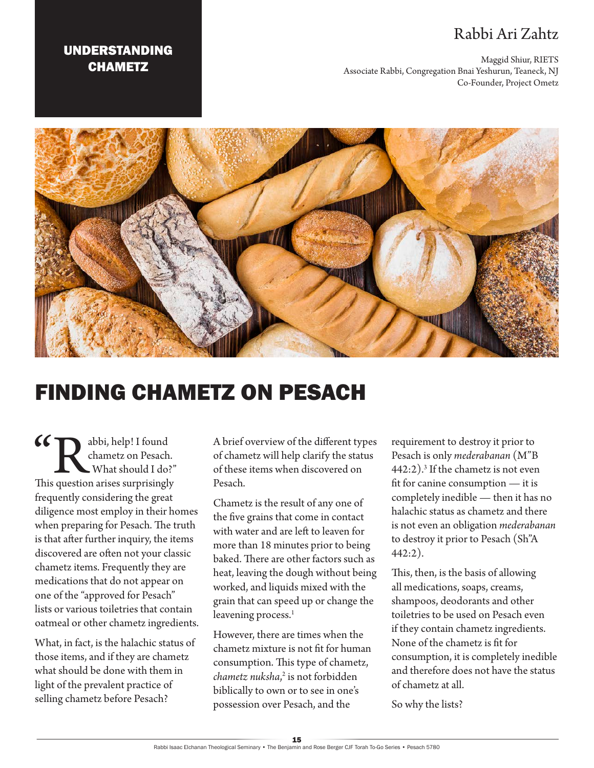UNDERSTANDING CHAMETZ

Rabbi Ari Zahtz

Maggid Shiur, RIETS
Associate Rabbi, Congregation Bnai Yeshurun, Teaneck, NJ
Co-Founder, Project Ometz

# FINDING CHAMETZ ON PESACH

"Rabbi, help! I found chametz on Pesach. What should I do?" This question arises surprisingly frequently considering the great diligence most employ in their homes when preparing for Pesach. The truth is that after further inquiry, the items discovered are often not your classic chametz items. Frequently they are medications that do not appear on one of the "approved for Pesach" lists or various toiletries that contain oatmeal or other chametz ingredients.

What, in fact, is the halachic status of those items, and if they are chametz what should be done with them in light of the prevalent practice of selling chametz before Pesach?

A brief overview of the different types of chametz will help clarify the status of these items when discovered on Pesach.

Chametz is the result of any one of the five grains that come in contact with water and are left to leaven for more than 18 minutes prior to being baked. There are other factors such as heat, leaving the dough without being worked, and liquids mixed with the grain that can speed up or change the leavening process.[1]

However, there are times when the chametz mixture is not fit for human consumption. This type of chametz, *chametz nuksha*,[2] is not forbidden biblically to own or to see in one's possession over Pesach, and the requirement to destroy it prior to Pesach is only *mederabanan* (M"B 442:2).[3] If the chametz is not even fit for canine consumption — it is completely inedible — then it has no halachic status as chametz and there is not even an obligation *mederabanan* to destroy it prior to Pesach (Sh"A 442:2).

This, then, is the basis of allowing all medications, soaps, creams, shampoos, deodorants and other toiletries to be used on Pesach even if they contain chametz ingredients. None of the chametz is fit for consumption, it is completely inedible and therefore does not have the status of chametz at all.

So why the lists?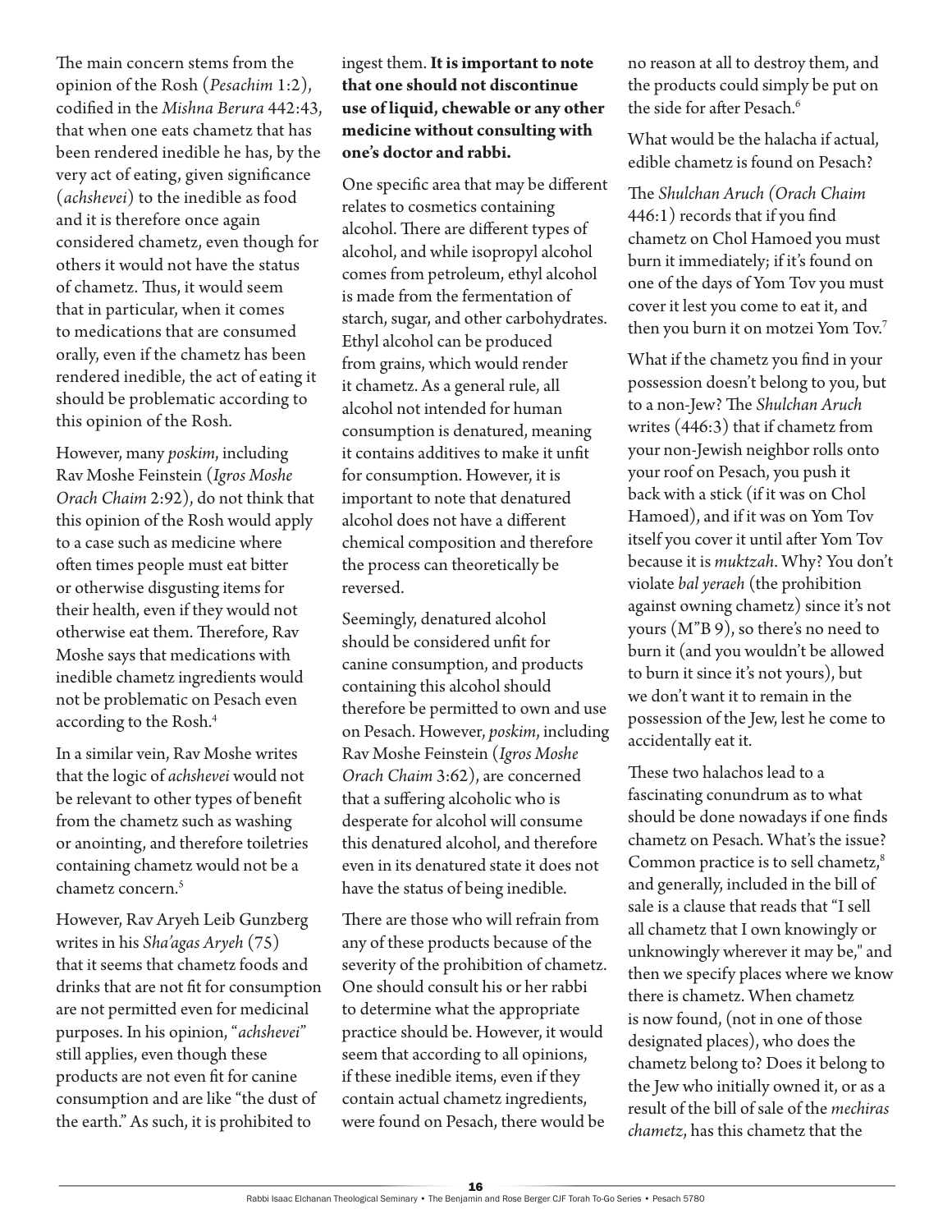The main concern stems from the opinion of the Rosh (*Pesachim* 1:2), codified in the *Mishna Berura* 442:43, that when one eats chametz that has been rendered inedible he has, by the very act of eating, given significance (*achshevei*) to the inedible as food and it is therefore once again considered chametz, even though for others it would not have the status of chametz. Thus, it would seem that in particular, when it comes to medications that are consumed orally, even if the chametz has been rendered inedible, the act of eating it should be problematic according to this opinion of the Rosh.

However, many *poskim*, including Rav Moshe Feinstein (*Igros Moshe Orach Chaim* 2:92), do not think that this opinion of the Rosh would apply to a case such as medicine where often times people must eat bitter or otherwise disgusting items for their health, even if they would not otherwise eat them. Therefore, Rav Moshe says that medications with inedible chametz ingredients would not be problematic on Pesach even according to the Rosh.[4]

In a similar vein, Rav Moshe writes that the logic of *achshevei* would not be relevant to other types of benefit from the chametz such as washing or anointing, and therefore toiletries containing chametz would not be a chametz concern.[5]

However, Rav Aryeh Leib Gunzberg writes in his *Sha'agas Aryeh* (75) that it seems that chametz foods and drinks that are not fit for consumption are not permitted even for medicinal purposes. In his opinion, "*achshevei*" still applies, even though these products are not even fit for canine consumption and are like "the dust of the earth." As such, it is prohibited to ingest them. **It is important to note that one should not discontinue use of liquid, chewable or any other medicine without consulting with one's doctor and rabbi.**

One specific area that may be different relates to cosmetics containing alcohol. There are different types of alcohol, and while isopropyl alcohol comes from petroleum, ethyl alcohol is made from the fermentation of starch, sugar, and other carbohydrates. Ethyl alcohol can be produced from grains, which would render it chametz. As a general rule, all alcohol not intended for human consumption is denatured, meaning it contains additives to make it unfit for consumption. However, it is important to note that denatured alcohol does not have a different chemical composition and therefore the process can theoretically be reversed.

Seemingly, denatured alcohol should be considered unfit for canine consumption, and products containing this alcohol should therefore be permitted to own and use on Pesach. However, *poskim*, including Rav Moshe Feinstein (*Igros Moshe Orach Chaim* 3:62), are concerned that a suffering alcoholic who is desperate for alcohol will consume this denatured alcohol, and therefore even in its denatured state it does not have the status of being inedible.

There are those who will refrain from any of these products because of the severity of the prohibition of chametz. One should consult his or her rabbi to determine what the appropriate practice should be. However, it would seem that according to all opinions, if these inedible items, even if they contain actual chametz ingredients, were found on Pesach, there would be no reason at all to destroy them, and the products could simply be put on the side for after Pesach.[6]

What would be the halacha if actual, edible chametz is found on Pesach?

The *Shulchan Aruch (Orach Chaim* 446:1) records that if you find chametz on Chol Hamoed you must burn it immediately; if it's found on one of the days of Yom Tov you must cover it lest you come to eat it, and then you burn it on motzei Yom Tov.[7]

What if the chametz you find in your possession doesn't belong to you, but to a non-Jew? The *Shulchan Aruch* writes (446:3) that if chametz from your non-Jewish neighbor rolls onto your roof on Pesach, you push it back with a stick (if it was on Chol Hamoed), and if it was on Yom Tov itself you cover it until after Yom Tov because it is *muktzah*. Why? You don't violate *bal yeraeh* (the prohibition against owning chametz) since it's not yours (M"B 9), so there's no need to burn it (and you wouldn't be allowed to burn it since it's not yours), but we don't want it to remain in the possession of the Jew, lest he come to accidentally eat it.

These two halachos lead to a fascinating conundrum as to what should be done nowadays if one finds chametz on Pesach. What's the issue? Common practice is to sell chametz,[8] and generally, included in the bill of sale is a clause that reads that "I sell all chametz that I own knowingly or unknowingly wherever it may be," and then we specify places where we know there is chametz. When chametz is now found, (not in one of those designated places), who does the chametz belong to? Does it belong to the Jew who initially owned it, or as a result of the bill of sale of the *mechiras chametz*, has this chametz that the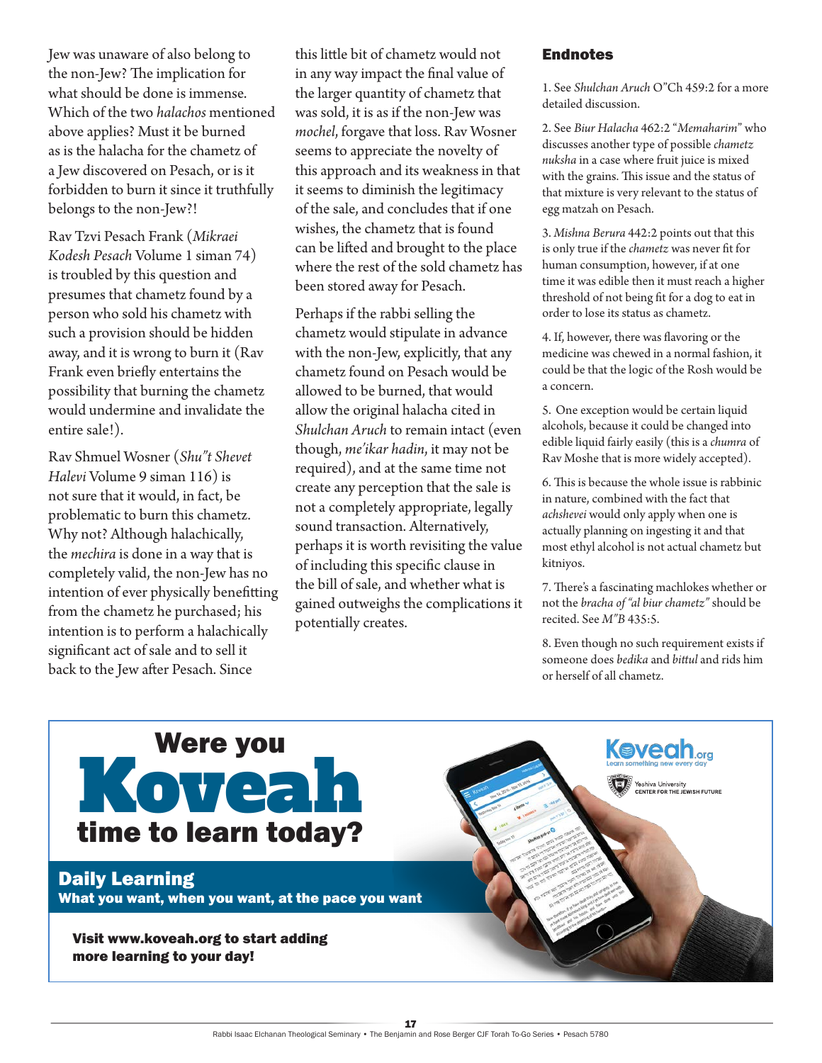Jew was unaware of also belong to the non-Jew? The implication for what should be done is immense. Which of the two *halachos* mentioned above applies? Must it be burned as is the halacha for the chametz of a Jew discovered on Pesach, or is it forbidden to burn it since it truthfully belongs to the non-Jew?!

Rav Tzvi Pesach Frank (*Mikraei Kodesh Pesach* Volume 1 siman 74) is troubled by this question and presumes that chametz found by a person who sold his chametz with such a provision should be hidden away, and it is wrong to burn it (Rav Frank even briefly entertains the possibility that burning the chametz would undermine and invalidate the entire sale!).

Rav Shmuel Wosner (*Shu"t Shevet Halevi* Volume 9 siman 116) is not sure that it would, in fact, be problematic to burn this chametz. Why not? Although halachically, the *mechira* is done in a way that is completely valid, the non-Jew has no intention of ever physically benefitting from the chametz he purchased; his intention is to perform a halachically significant act of sale and to sell it back to the Jew after Pesach. Since this little bit of chametz would not in any way impact the final value of the larger quantity of chametz that was sold, it is as if the non-Jew was *mochel*, forgave that loss. Rav Wosner seems to appreciate the novelty of this approach and its weakness in that it seems to diminish the legitimacy of the sale, and concludes that if one wishes, the chametz that is found can be lifted and brought to the place where the rest of the sold chametz has been stored away for Pesach.

Perhaps if the rabbi selling the chametz would stipulate in advance with the non-Jew, explicitly, that any chametz found on Pesach would be allowed to be burned, that would allow the original halacha cited in *Shulchan Aruch* to remain intact (even though, *me'ikar hadin*, it may not be required), and at the same time not create any perception that the sale is not a completely appropriate, legally sound transaction. Alternatively, perhaps it is worth revisiting the value of including this specific clause in the bill of sale, and whether what is gained outweighs the complications it potentially creates.

## Endnotes

1. See *Shulchan Aruch* O"Ch 459:2 for a more detailed discussion.

2. See *Biur Halacha* 462:2 "*Memaharim*" who discusses another type of possible *chametz nuksha* in a case where fruit juice is mixed with the grains. This issue and the status of that mixture is very relevant to the status of egg matzah on Pesach.

3. *Mishna Berura* 442:2 points out that this is only true if the *chametz* was never fit for human consumption, however, if at one time it was edible then it must reach a higher threshold of not being fit for a dog to eat in order to lose its status as chametz.

4. If, however, there was flavoring or the medicine was chewed in a normal fashion, it could be that the logic of the Rosh would be a concern.

5. One exception would be certain liquid alcohols, because it could be changed into edible liquid fairly easily (this is a *chumra* of Rav Moshe that is more widely accepted).

6. This is because the whole issue is rabbinic in nature, combined with the fact that *achshevei* would only apply when one is actually planning on ingesting it and that most ethyl alcohol is not actual chametz but kitniyos.

7. There's a fascinating machlokes whether or not the *bracha of "al biur chametz"* should be recited. See *M"B* 435:5.

8. Even though no such requirement exists if someone does *bedika* and *bittul* and rids him or herself of all chametz.

**Were you Koveah time to learn today?**

**Daily Learning**

**What you want, when you want, at the pace you want**

**Visit www.koveah.org to start adding more learning to your day!**

Koveah.org — Learn something new every day

Yeshiva University CENTER FOR THE JEWISH FUTURE